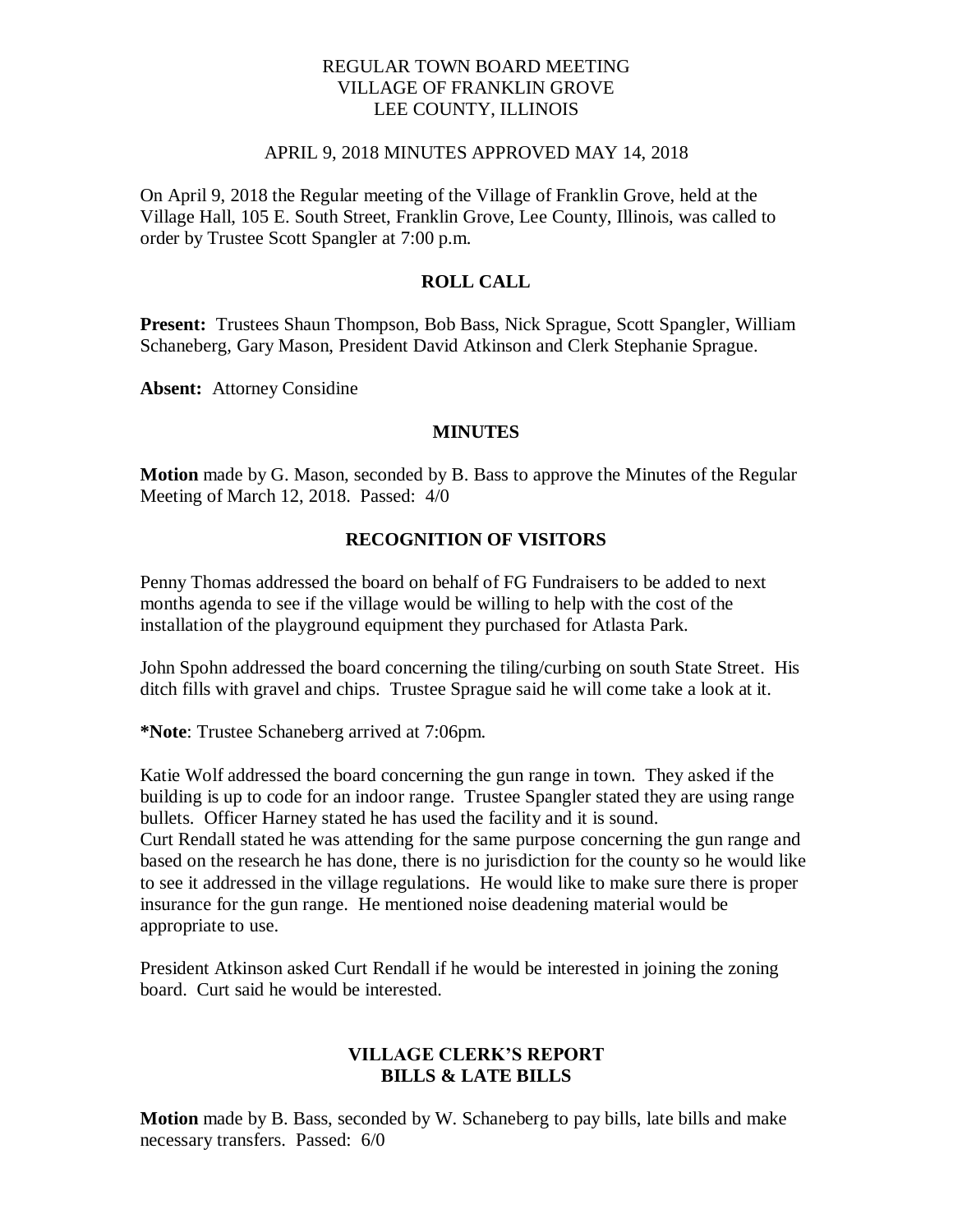REGULAR TOWN BOARD MEETING
VILLAGE OF FRANKLIN GROVE
LEE COUNTY, ILLINOIS

APRIL 9, 2018 MINUTES APPROVED MAY 14, 2018

On April 9, 2018 the Regular meeting of the Village of Franklin Grove, held at the Village Hall, 105 E. South Street, Franklin Grove, Lee County, Illinois, was called to order by Trustee Scott Spangler at 7:00 p.m.

## ROLL CALL

**Present:** Trustees Shaun Thompson, Bob Bass, Nick Sprague, Scott Spangler, William Schaneberg, Gary Mason, President David Atkinson and Clerk Stephanie Sprague.

**Absent:** Attorney Considine

## MINUTES

**Motion** made by G. Mason, seconded by B. Bass to approve the Minutes of the Regular Meeting of March 12, 2018. Passed: 4/0

## RECOGNITION OF VISITORS

Penny Thomas addressed the board on behalf of FG Fundraisers to be added to next months agenda to see if the village would be willing to help with the cost of the installation of the playground equipment they purchased for Atlasta Park.

John Spohn addressed the board concerning the tiling/curbing on south State Street. His ditch fills with gravel and chips. Trustee Sprague said he will come take a look at it.

**\*Note**: Trustee Schaneberg arrived at 7:06pm.

Katie Wolf addressed the board concerning the gun range in town. They asked if the building is up to code for an indoor range. Trustee Spangler stated they are using range bullets. Officer Harney stated he has used the facility and it is sound.
Curt Rendall stated he was attending for the same purpose concerning the gun range and based on the research he has done, there is no jurisdiction for the county so he would like to see it addressed in the village regulations. He would like to make sure there is proper insurance for the gun range. He mentioned noise deadening material would be appropriate to use.

President Atkinson asked Curt Rendall if he would be interested in joining the zoning board. Curt said he would be interested.

## VILLAGE CLERK'S REPORT
## BILLS & LATE BILLS

**Motion** made by B. Bass, seconded by W. Schaneberg to pay bills, late bills and make necessary transfers. Passed: 6/0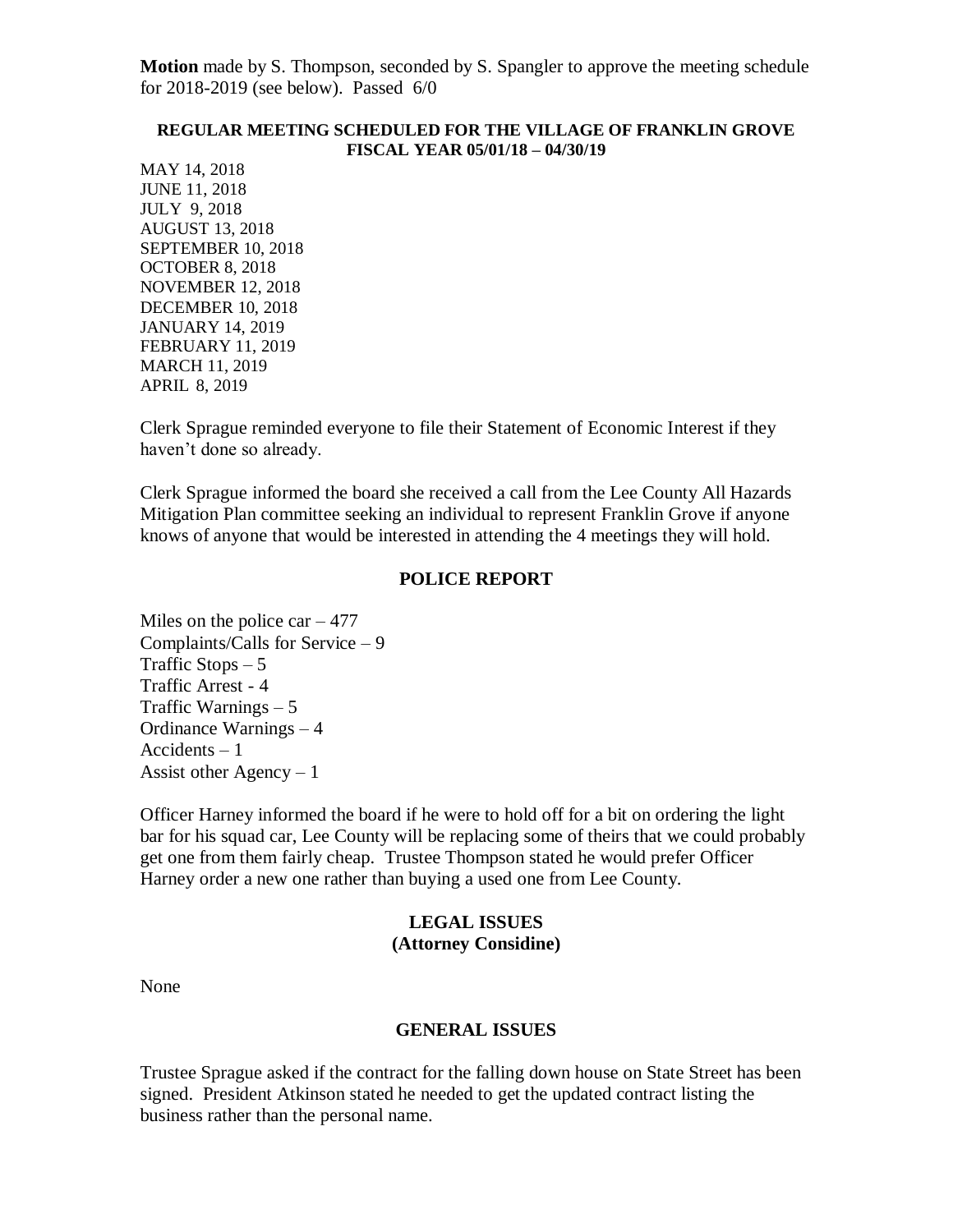**Motion** made by S. Thompson, seconded by S. Spangler to approve the meeting schedule for 2018-2019 (see below). Passed 6/0

**REGULAR MEETING SCHEDULED FOR THE VILLAGE OF FRANKLIN GROVE FISCAL YEAR 05/01/18 – 04/30/19**

MAY 14, 2018
JUNE 11, 2018
JULY 9, 2018
AUGUST 13, 2018
SEPTEMBER 10, 2018
OCTOBER 8, 2018
NOVEMBER 12, 2018
DECEMBER 10, 2018
JANUARY 14, 2019
FEBRUARY 11, 2019
MARCH 11, 2019
APRIL 8, 2019

Clerk Sprague reminded everyone to file their Statement of Economic Interest if they haven't done so already.

Clerk Sprague informed the board she received a call from the Lee County All Hazards Mitigation Plan committee seeking an individual to represent Franklin Grove if anyone knows of anyone that would be interested in attending the 4 meetings they will hold.

## POLICE REPORT

Miles on the police car – 477
Complaints/Calls for Service – 9
Traffic Stops – 5
Traffic Arrest - 4
Traffic Warnings – 5
Ordinance Warnings – 4
Accidents – 1
Assist other Agency – 1

Officer Harney informed the board if he were to hold off for a bit on ordering the light bar for his squad car, Lee County will be replacing some of theirs that we could probably get one from them fairly cheap. Trustee Thompson stated he would prefer Officer Harney order a new one rather than buying a used one from Lee County.

## LEGAL ISSUES
## (Attorney Considine)

None

## GENERAL ISSUES

Trustee Sprague asked if the contract for the falling down house on State Street has been signed. President Atkinson stated he needed to get the updated contract listing the business rather than the personal name.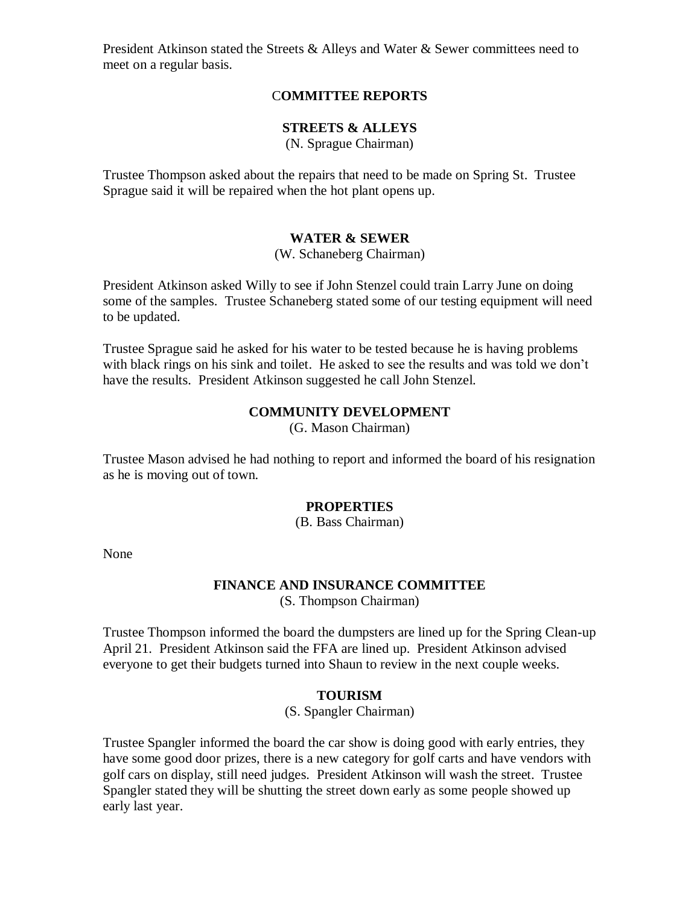President Atkinson stated the Streets & Alleys and Water & Sewer committees need to meet on a regular basis.

## COMMITTEE REPORTS

### STREETS & ALLEYS

(N. Sprague Chairman)

Trustee Thompson asked about the repairs that need to be made on Spring St. Trustee Sprague said it will be repaired when the hot plant opens up.

### WATER & SEWER

(W. Schaneberg Chairman)

President Atkinson asked Willy to see if John Stenzel could train Larry June on doing some of the samples. Trustee Schaneberg stated some of our testing equipment will need to be updated.

Trustee Sprague said he asked for his water to be tested because he is having problems with black rings on his sink and toilet. He asked to see the results and was told we don't have the results. President Atkinson suggested he call John Stenzel.

### COMMUNITY DEVELOPMENT

(G. Mason Chairman)

Trustee Mason advised he had nothing to report and informed the board of his resignation as he is moving out of town.

### PROPERTIES

(B. Bass Chairman)

None

### FINANCE AND INSURANCE COMMITTEE

(S. Thompson Chairman)

Trustee Thompson informed the board the dumpsters are lined up for the Spring Clean-up April 21. President Atkinson said the FFA are lined up. President Atkinson advised everyone to get their budgets turned into Shaun to review in the next couple weeks.

### TOURISM

(S. Spangler Chairman)

Trustee Spangler informed the board the car show is doing good with early entries, they have some good door prizes, there is a new category for golf carts and have vendors with golf cars on display, still need judges. President Atkinson will wash the street. Trustee Spangler stated they will be shutting the street down early as some people showed up early last year.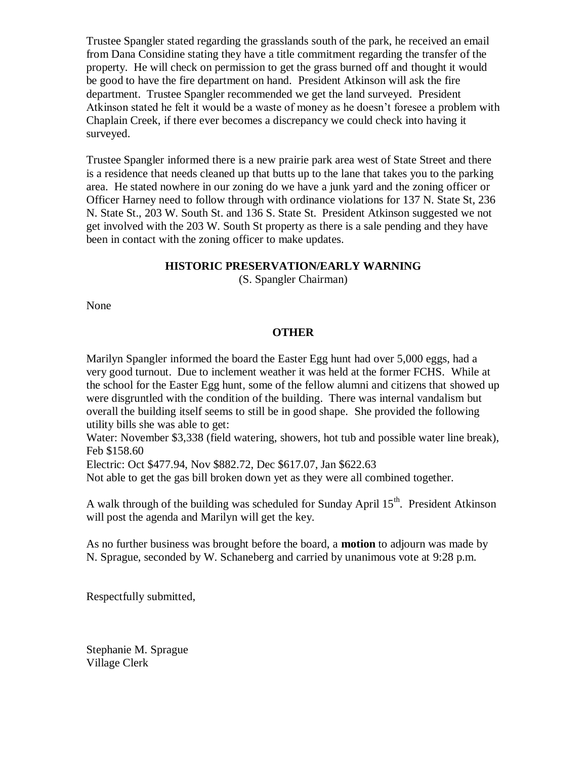Trustee Spangler stated regarding the grasslands south of the park, he received an email from Dana Considine stating they have a title commitment regarding the transfer of the property. He will check on permission to get the grass burned off and thought it would be good to have the fire department on hand. President Atkinson will ask the fire department. Trustee Spangler recommended we get the land surveyed. President Atkinson stated he felt it would be a waste of money as he doesn't foresee a problem with Chaplain Creek, if there ever becomes a discrepancy we could check into having it surveyed.

Trustee Spangler informed there is a new prairie park area west of State Street and there is a residence that needs cleaned up that butts up to the lane that takes you to the parking area. He stated nowhere in our zoning do we have a junk yard and the zoning officer or Officer Harney need to follow through with ordinance violations for 137 N. State St, 236 N. State St., 203 W. South St. and 136 S. State St. President Atkinson suggested we not get involved with the 203 W. South St property as there is a sale pending and they have been in contact with the zoning officer to make updates.

**HISTORIC PRESERVATION/EARLY WARNING**
(S. Spangler Chairman)

None

**OTHER**

Marilyn Spangler informed the board the Easter Egg hunt had over 5,000 eggs, had a very good turnout. Due to inclement weather it was held at the former FCHS. While at the school for the Easter Egg hunt, some of the fellow alumni and citizens that showed up were disgruntled with the condition of the building. There was internal vandalism but overall the building itself seems to still be in good shape. She provided the following utility bills she was able to get:
Water: November $3,338 (field watering, showers, hot tub and possible water line break), Feb $158.60
Electric: Oct $477.94, Nov $882.72, Dec $617.07, Jan $622.63
Not able to get the gas bill broken down yet as they were all combined together.

A walk through of the building was scheduled for Sunday April 15th. President Atkinson will post the agenda and Marilyn will get the key.

As no further business was brought before the board, a **motion** to adjourn was made by N. Sprague, seconded by W. Schaneberg and carried by unanimous vote at 9:28 p.m.

Respectfully submitted,

Stephanie M. Sprague
Village Clerk